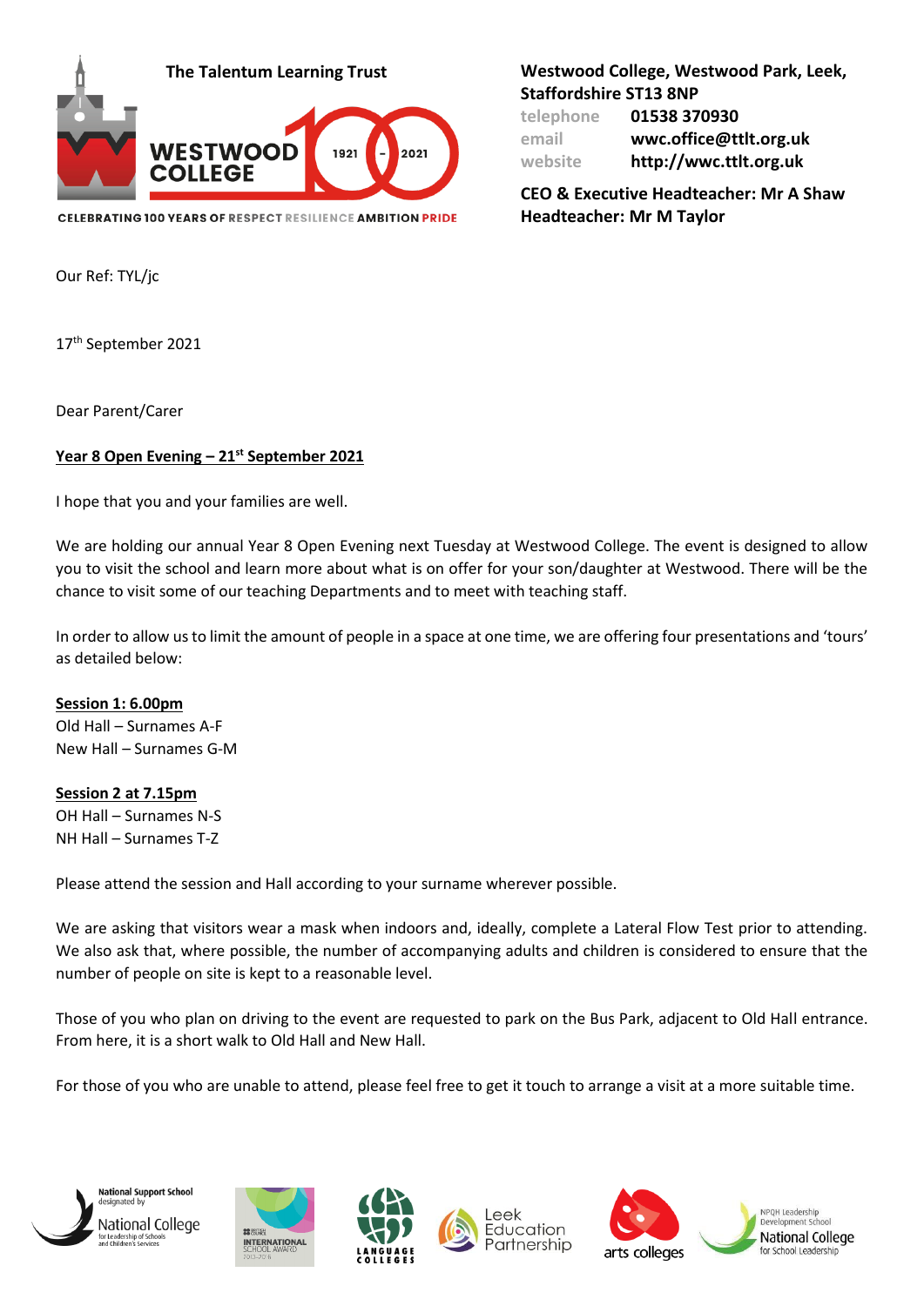The Talentum Learning Trust

WESTWOOD COLLEGE 1921 - 2021

CELEBRATING 100 YEARS OF RESPECT RESILIENCE AMBITION PRIDE

**Westwood College, Westwood Park, Leek, Staffordshire ST13 8NP**

telephone **01538 370930**
email **wwc.office@ttlt.org.uk**
website **http://wwc.ttlt.org.uk**

**CEO & Executive Headteacher: Mr A Shaw**
**Headteacher: Mr M Taylor**

Our Ref: TYL/jc

17th September 2021

Dear Parent/Carer

**Year 8 Open Evening – 21st September 2021**

I hope that you and your families are well.

We are holding our annual Year 8 Open Evening next Tuesday at Westwood College. The event is designed to allow you to visit the school and learn more about what is on offer for your son/daughter at Westwood. There will be the chance to visit some of our teaching Departments and to meet with teaching staff.

In order to allow us to limit the amount of people in a space at one time, we are offering four presentations and 'tours' as detailed below:

**Session 1: 6.00pm**
Old Hall – Surnames A-F
New Hall – Surnames G-M

**Session 2 at 7.15pm**
OH Hall – Surnames N-S
NH Hall – Surnames T-Z

Please attend the session and Hall according to your surname wherever possible.

We are asking that visitors wear a mask when indoors and, ideally, complete a Lateral Flow Test prior to attending. We also ask that, where possible, the number of accompanying adults and children is considered to ensure that the number of people on site is kept to a reasonable level.

Those of you who plan on driving to the event are requested to park on the Bus Park, adjacent to Old Hall entrance. From here, it is a short walk to Old Hall and New Hall.

For those of you who are unable to attend, please feel free to get it touch to arrange a visit at a more suitable time.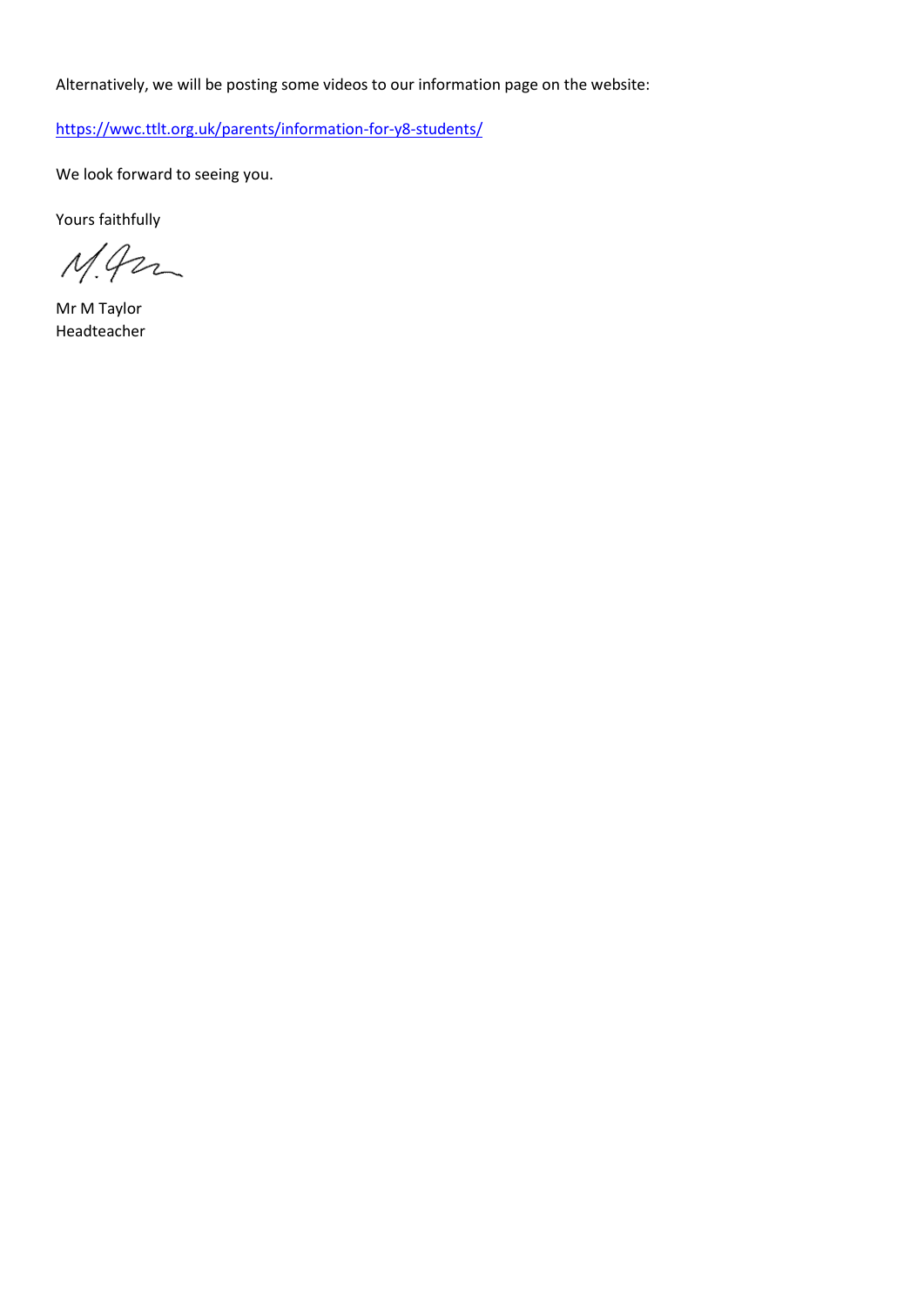Alternatively, we will be posting some videos to our information page on the website:

https://wwc.ttlt.org.uk/parents/information-for-y8-students/

We look forward to seeing you.

Yours faithfully

Mr M Taylor
Headteacher